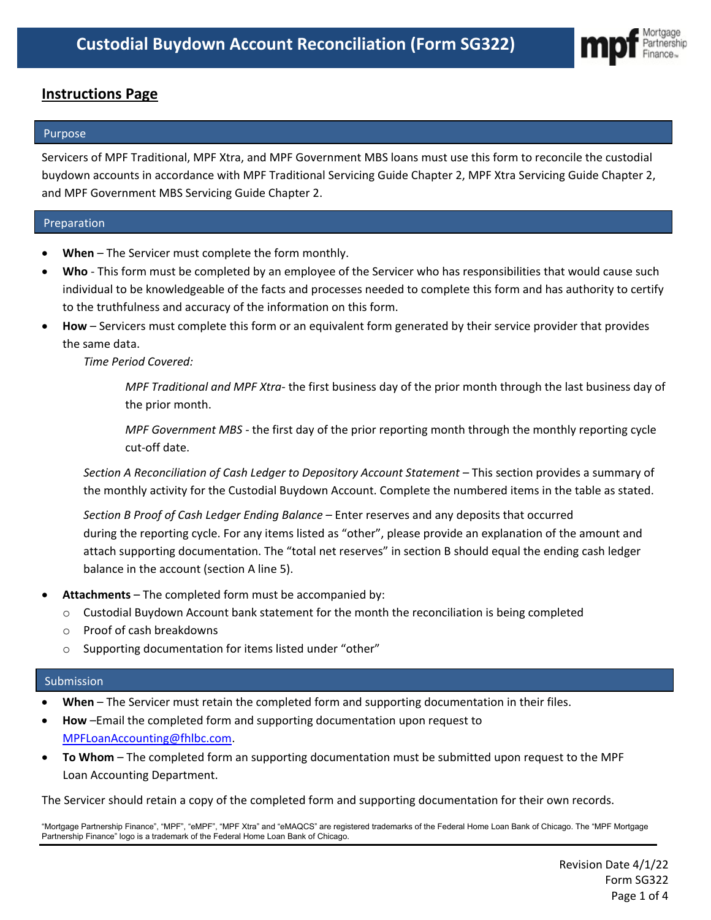# Custodial Buydown Account Reconciliation (Form SG322)

## Instructions Page

### Purpose

Servicers of MPF Traditional, MPF Xtra, and MPF Government MBS loans must use this form to reconcile the custodial buydown accounts in accordance with MPF Traditional Servicing Guide Chapter 2, MPF Xtra Servicing Guide Chapter 2, and MPF Government MBS Servicing Guide Chapter 2.

### Preparation

- **When** – The Servicer must complete the form monthly.
- **Who** - This form must be completed by an employee of the Servicer who has responsibilities that would cause such individual to be knowledgeable of the facts and processes needed to complete this form and has authority to certify to the truthfulness and accuracy of the information on this form.
- **How** – Servicers must complete this form or an equivalent form generated by their service provider that provides the same data.

  *Time Period Covered:*

  *MPF Traditional and MPF Xtra*- the first business day of the prior month through the last business day of the prior month.

  *MPF Government MBS* - the first day of the prior reporting month through the monthly reporting cycle cut-off date.

  *Section A Reconciliation of Cash Ledger to Depository Account Statement* – This section provides a summary of the monthly activity for the Custodial Buydown Account. Complete the numbered items in the table as stated.

  *Section B Proof of Cash Ledger Ending Balance* – Enter reserves and any deposits that occurred during the reporting cycle. For any items listed as "other", please provide an explanation of the amount and attach supporting documentation. The "total net reserves" in section B should equal the ending cash ledger balance in the account (section A line 5).

- **Attachments** – The completed form must be accompanied by:
  - Custodial Buydown Account bank statement for the month the reconciliation is being completed
  - Proof of cash breakdowns
  - Supporting documentation for items listed under "other"

### Submission

- **When** – The Servicer must retain the completed form and supporting documentation in their files.
- **How** –Email the completed form and supporting documentation upon request to MPFLoanAccounting@fhlbc.com.
- **To Whom** – The completed form an supporting documentation must be submitted upon request to the MPF Loan Accounting Department.

The Servicer should retain a copy of the completed form and supporting documentation for their own records.

"Mortgage Partnership Finance", "MPF", "eMPF", "MPF Xtra" and "eMAQCS" are registered trademarks of the Federal Home Loan Bank of Chicago. The "MPF Mortgage Partnership Finance" logo is a trademark of the Federal Home Loan Bank of Chicago.

Revision Date 4/1/22
Form SG322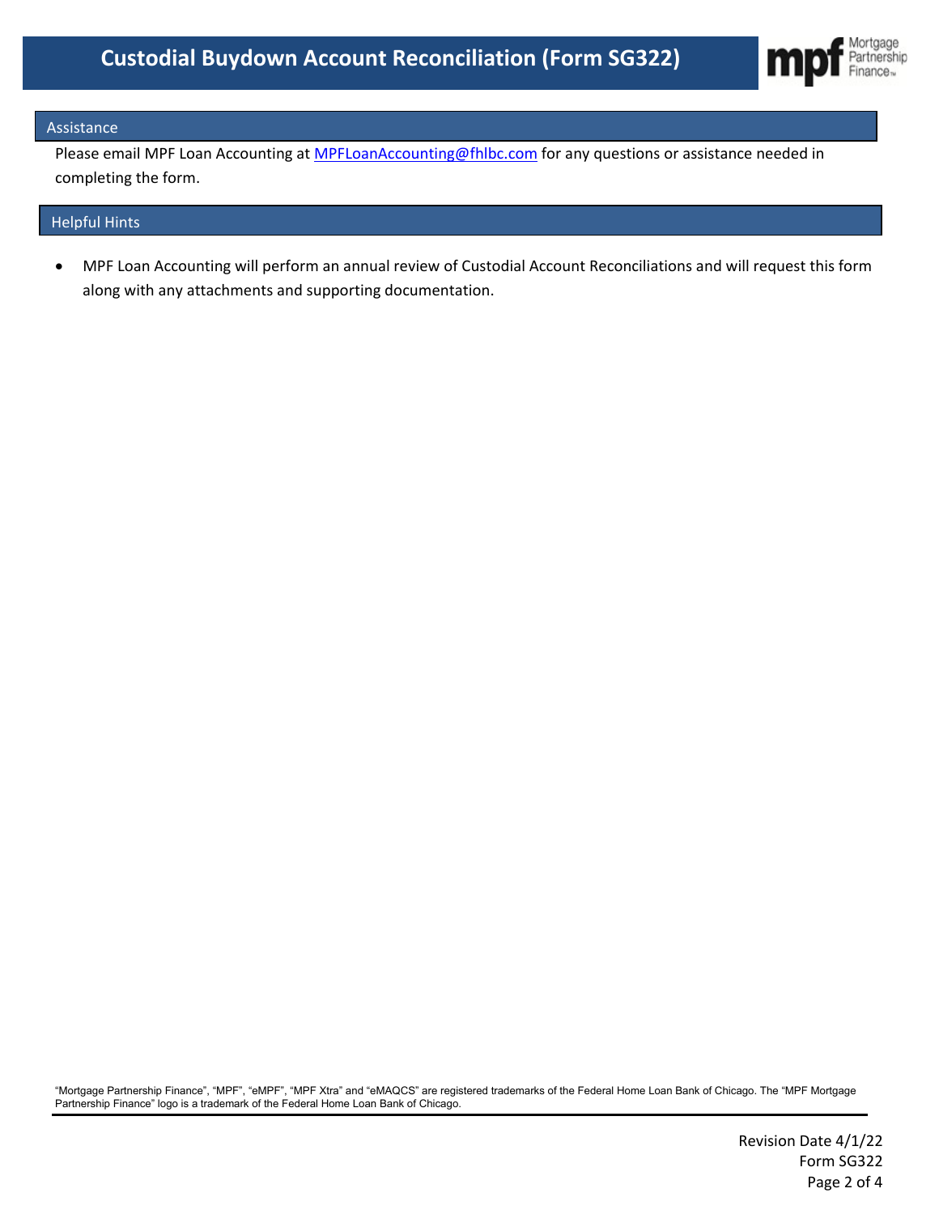# Custodial Buydown Account Reconciliation (Form SG322)

## Assistance

Please email MPF Loan Accounting at MPFLoanAccounting@fhlbc.com for any questions or assistance needed in completing the form.

## Helpful Hints

- MPF Loan Accounting will perform an annual review of Custodial Account Reconciliations and will request this form along with any attachments and supporting documentation.

"Mortgage Partnership Finance", "MPF", "eMPF", "MPF Xtra" and "eMAQCS" are registered trademarks of the Federal Home Loan Bank of Chicago. The "MPF Mortgage Partnership Finance" logo is a trademark of the Federal Home Loan Bank of Chicago.

Revision Date 4/1/22
Form SG322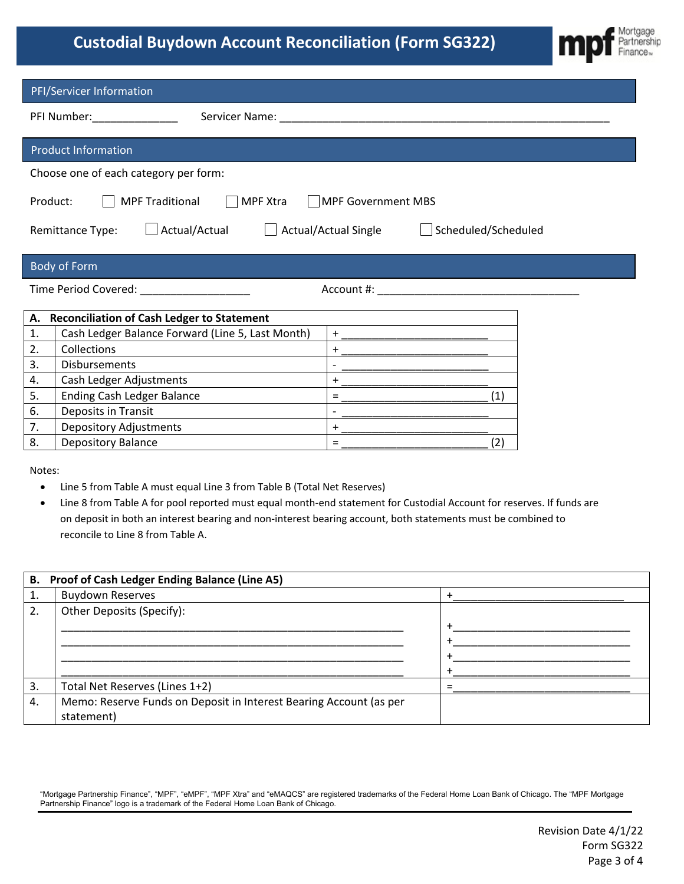# Custodial Buydown Account Reconciliation (Form SG322)

## PFI/Servicer Information

PFI Number:______________ Servicer Name: ________________________________________________________

## Product Information

Choose one of each category per form:

Product: ☐ MPF Traditional ☐ MPF Xtra ☐ MPF Government MBS

Remittance Type: ☐ Actual/Actual ☐ Actual/Actual Single ☐ Scheduled/Scheduled

## Body of Form

Time Period Covered: __________________ Account #: __________________________________

| A. | Reconciliation of Cash Ledger to Statement | |
|---|---|---|
| 1. | Cash Ledger Balance Forward (Line 5, Last Month) | + ________________________ |
| 2. | Collections | + ________________________ |
| 3. | Disbursements | - ________________________ |
| 4. | Cash Ledger Adjustments | + ________________________ |
| 5. | Ending Cash Ledger Balance | = ________________________ (1) |
| 6. | Deposits in Transit | - ________________________ |
| 7. | Depository Adjustments | + ________________________ |
| 8. | Depository Balance | = ________________________ (2) |

Notes:

- Line 5 from Table A must equal Line 3 from Table B (Total Net Reserves)
- Line 8 from Table A for pool reported must equal month-end statement for Custodial Account for reserves. If funds are on deposit in both an interest bearing and non-interest bearing account, both statements must be combined to reconcile to Line 8 from Table A.

| B. | Proof of Cash Ledger Ending Balance (Line A5) | |
|---|---|---|
| 1. | Buydown Reserves | +_____________________________ |
| 2. | Other Deposits (Specify):<br>___________________________________________________________<br>___________________________________________________________<br>___________________________________________________________<br>___________________________________________________________ | +_____________________________<br>+_____________________________<br>+_____________________________<br>+_____________________________ |
| 3. | Total Net Reserves (Lines 1+2) | =_____________________________ |
| 4. | Memo: Reserve Funds on Deposit in Interest Bearing Account (as per statement) | |

"Mortgage Partnership Finance", "MPF", "eMPF", "MPF Xtra" and "eMAQCS" are registered trademarks of the Federal Home Loan Bank of Chicago. The "MPF Mortgage Partnership Finance" logo is a trademark of the Federal Home Loan Bank of Chicago.

Revision Date 4/1/22
Form SG322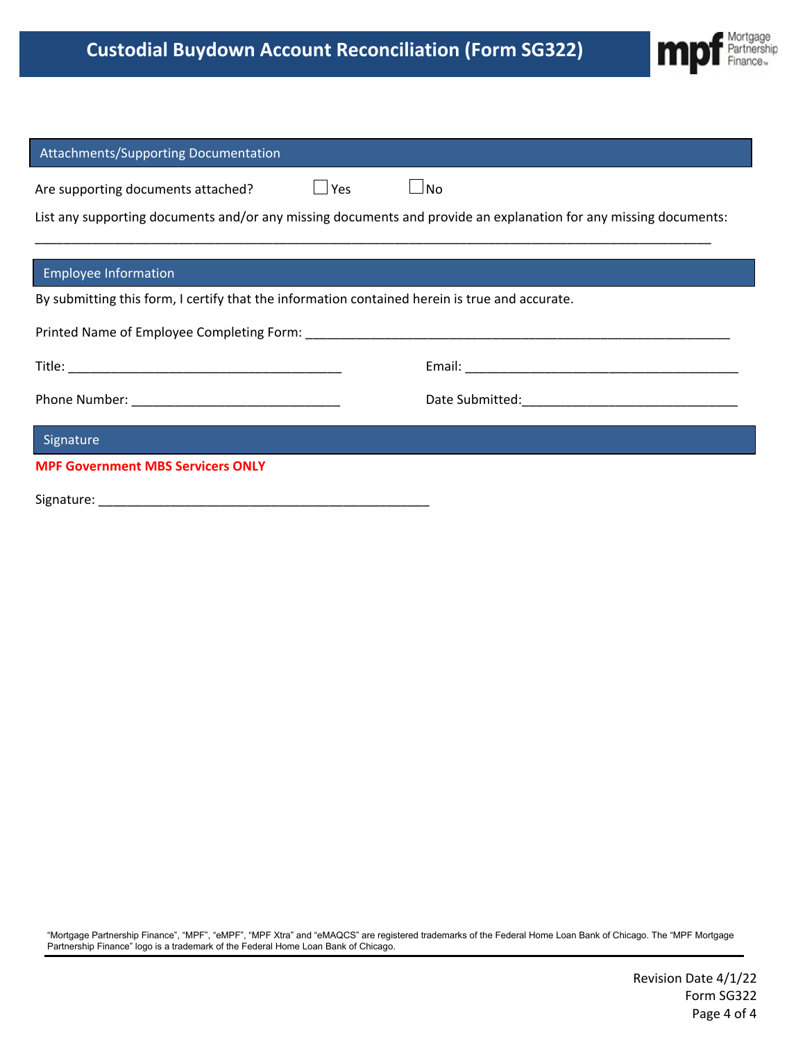# Custodial Buydown Account Reconciliation (Form SG322)

## Attachments/Supporting Documentation

Are supporting documents attached? ☐ Yes ☐ No

List any supporting documents and/or any missing documents and provide an explanation for any missing documents:

___________________________________________________________________________________________

## Employee Information

By submitting this form, I certify that the information contained herein is true and accurate.

Printed Name of Employee Completing Form: ___________________________________________________________

Title: ______________________________________ Email: ______________________________________

Phone Number: _____________________________ Date Submitted: ______________________________

## Signature

**MPF Government MBS Servicers ONLY**

Signature: ______________________________________________

"Mortgage Partnership Finance", "MPF", "eMPF", "MPF Xtra" and "eMAQCS" are registered trademarks of the Federal Home Loan Bank of Chicago. The "MPF Mortgage Partnership Finance" logo is a trademark of the Federal Home Loan Bank of Chicago.

Revision Date 4/1/22
Form SG322